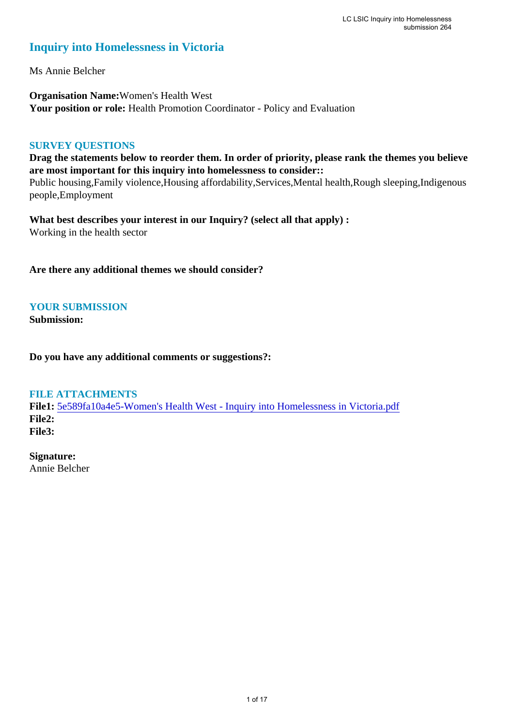# Inquiry into Homelessness in Victoria

Ms Annie Belcher

**Organisation Name:** Women's Health West
**Your position or role:** Health Promotion Coordinator - Policy and Evaluation

## SURVEY QUESTIONS

**Drag the statements below to reorder them. In order of priority, please rank the themes you believe are most important for this inquiry into homelessness to consider::**
Public housing,Family violence,Housing affordability,Services,Mental health,Rough sleeping,Indigenous people,Employment

**What best describes your interest in our Inquiry? (select all that apply) :**
Working in the health sector

**Are there any additional themes we should consider?**

## YOUR SUBMISSION

**Submission:**

**Do you have any additional comments or suggestions?:**

## FILE ATTACHMENTS

**File1:** 5e589fa10a4e5-Women's Health West - Inquiry into Homelessness in Victoria.pdf
**File2:**
**File3:**

**Signature:**
Annie Belcher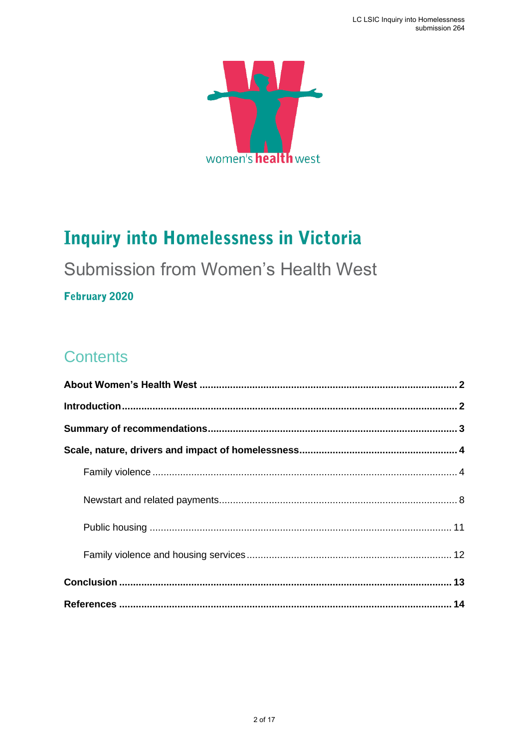# Inquiry into Homelessness in Victoria

## Submission from Women's Health West

**February 2020**

## Contents

**About Women's Health West** ........................................................................................ **2**

**Introduction** ...................................................................................................................... **2**

**Summary of recommendations** ...................................................................................... **3**

**Scale, nature, drivers and impact of homelessness** ..................................................... **4**

Family violence ........................................................................................................... 4

Newstart and related payments .................................................................................. 8

Public housing ............................................................................................................ 11

Family violence and housing services ....................................................................... 12

**Conclusion** ..................................................................................................................... **13**

**References** ..................................................................................................................... **14**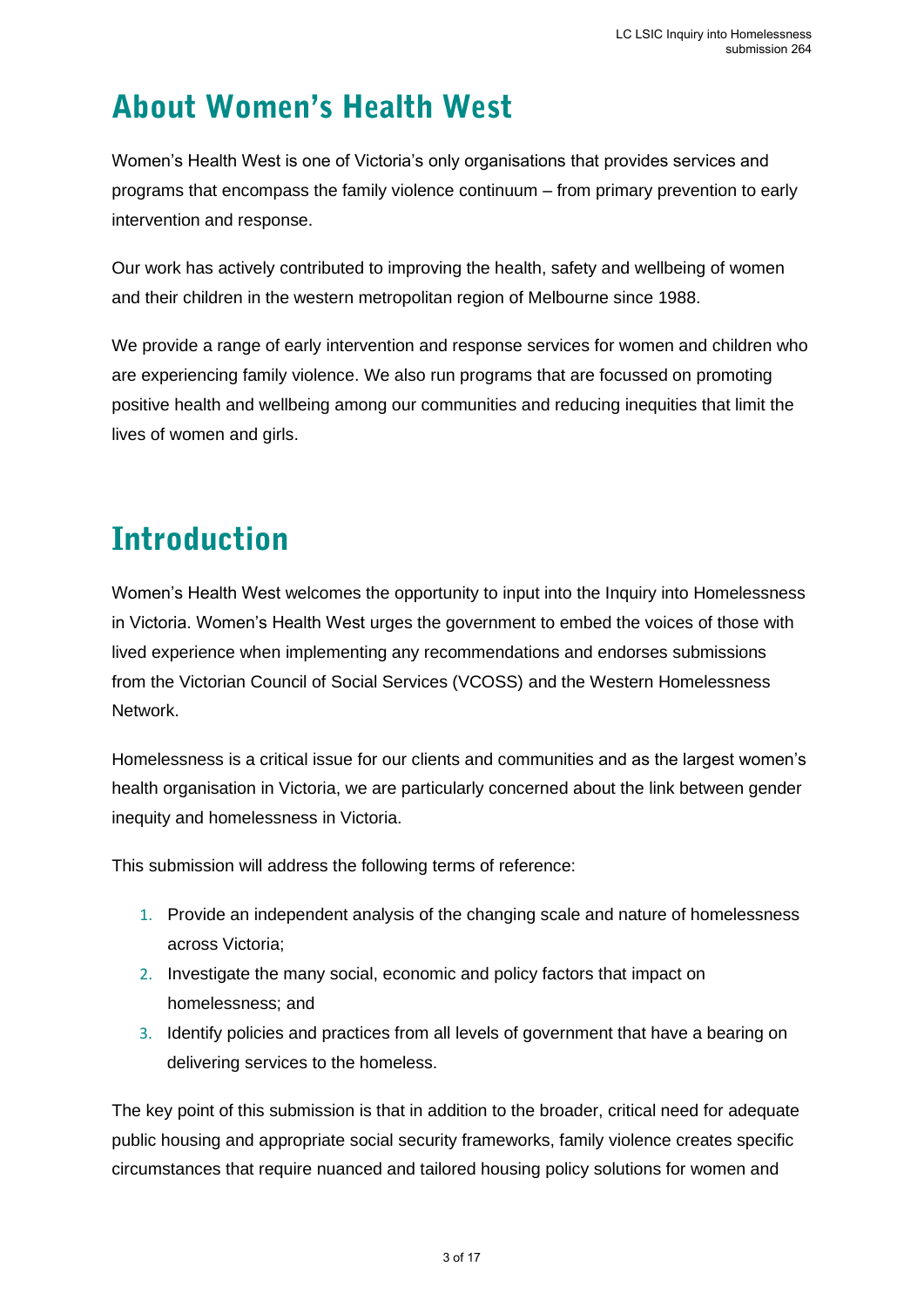# About Women's Health West

Women's Health West is one of Victoria's only organisations that provides services and programs that encompass the family violence continuum – from primary prevention to early intervention and response.

Our work has actively contributed to improving the health, safety and wellbeing of women and their children in the western metropolitan region of Melbourne since 1988.

We provide a range of early intervention and response services for women and children who are experiencing family violence. We also run programs that are focussed on promoting positive health and wellbeing among our communities and reducing inequities that limit the lives of women and girls.

# Introduction

Women's Health West welcomes the opportunity to input into the Inquiry into Homelessness in Victoria. Women's Health West urges the government to embed the voices of those with lived experience when implementing any recommendations and endorses submissions from the Victorian Council of Social Services (VCOSS) and the Western Homelessness Network.

Homelessness is a critical issue for our clients and communities and as the largest women's health organisation in Victoria, we are particularly concerned about the link between gender inequity and homelessness in Victoria.

This submission will address the following terms of reference:

1. Provide an independent analysis of the changing scale and nature of homelessness across Victoria;
2. Investigate the many social, economic and policy factors that impact on homelessness; and
3. Identify policies and practices from all levels of government that have a bearing on delivering services to the homeless.

The key point of this submission is that in addition to the broader, critical need for adequate public housing and appropriate social security frameworks, family violence creates specific circumstances that require nuanced and tailored housing policy solutions for women and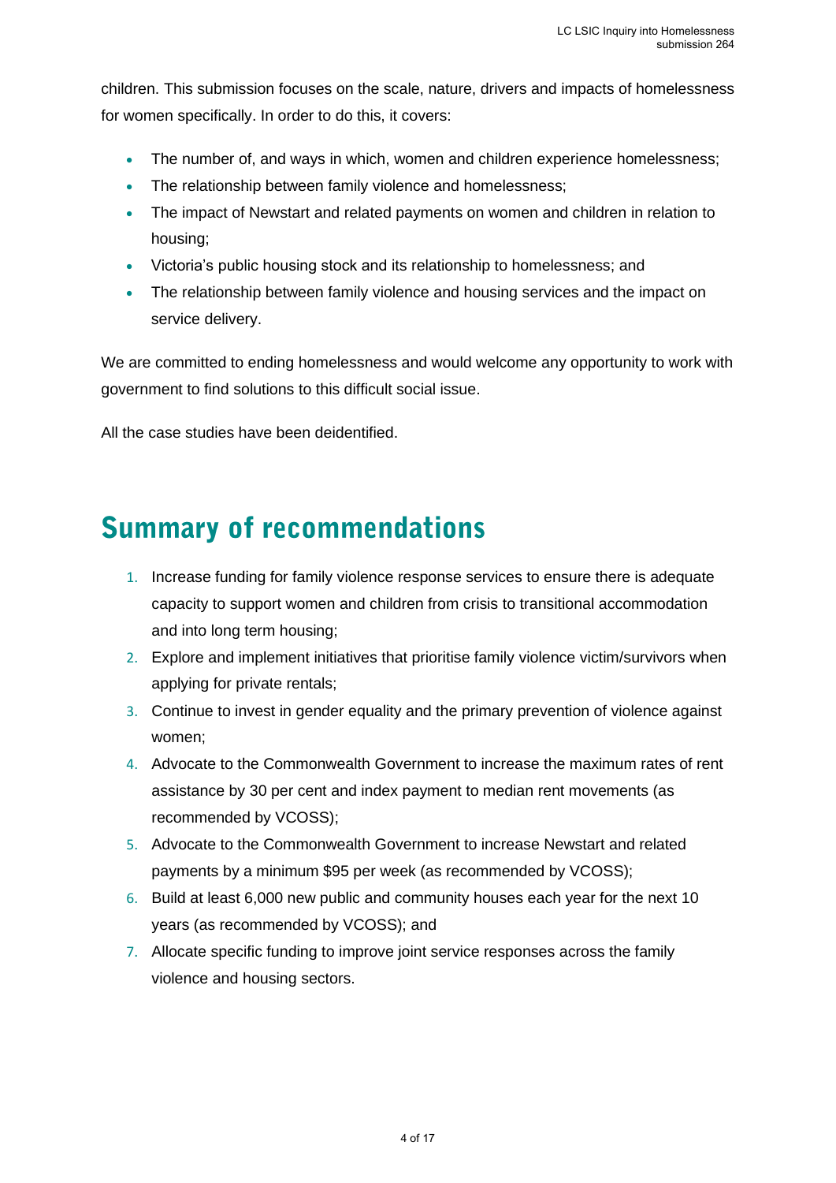children. This submission focuses on the scale, nature, drivers and impacts of homelessness for women specifically. In order to do this, it covers:

- The number of, and ways in which, women and children experience homelessness;
- The relationship between family violence and homelessness;
- The impact of Newstart and related payments on women and children in relation to housing;
- Victoria's public housing stock and its relationship to homelessness; and
- The relationship between family violence and housing services and the impact on service delivery.

We are committed to ending homelessness and would welcome any opportunity to work with government to find solutions to this difficult social issue.

All the case studies have been deidentified.

# Summary of recommendations

1. Increase funding for family violence response services to ensure there is adequate capacity to support women and children from crisis to transitional accommodation and into long term housing;
2. Explore and implement initiatives that prioritise family violence victim/survivors when applying for private rentals;
3. Continue to invest in gender equality and the primary prevention of violence against women;
4. Advocate to the Commonwealth Government to increase the maximum rates of rent assistance by 30 per cent and index payment to median rent movements (as recommended by VCOSS);
5. Advocate to the Commonwealth Government to increase Newstart and related payments by a minimum $95 per week (as recommended by VCOSS);
6. Build at least 6,000 new public and community houses each year for the next 10 years (as recommended by VCOSS); and
7. Allocate specific funding to improve joint service responses across the family violence and housing sectors.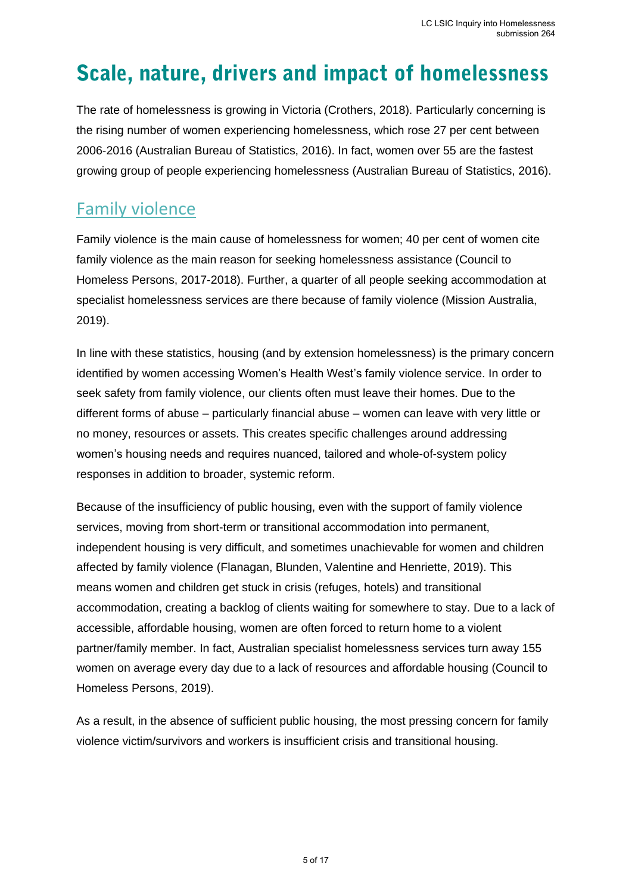# Scale, nature, drivers and impact of homelessness

The rate of homelessness is growing in Victoria (Crothers, 2018). Particularly concerning is the rising number of women experiencing homelessness, which rose 27 per cent between 2006-2016 (Australian Bureau of Statistics, 2016). In fact, women over 55 are the fastest growing group of people experiencing homelessness (Australian Bureau of Statistics, 2016).

## Family violence

Family violence is the main cause of homelessness for women; 40 per cent of women cite family violence as the main reason for seeking homelessness assistance (Council to Homeless Persons, 2017-2018). Further, a quarter of all people seeking accommodation at specialist homelessness services are there because of family violence (Mission Australia, 2019).

In line with these statistics, housing (and by extension homelessness) is the primary concern identified by women accessing Women's Health West's family violence service. In order to seek safety from family violence, our clients often must leave their homes. Due to the different forms of abuse – particularly financial abuse – women can leave with very little or no money, resources or assets. This creates specific challenges around addressing women's housing needs and requires nuanced, tailored and whole-of-system policy responses in addition to broader, systemic reform.

Because of the insufficiency of public housing, even with the support of family violence services, moving from short-term or transitional accommodation into permanent, independent housing is very difficult, and sometimes unachievable for women and children affected by family violence (Flanagan, Blunden, Valentine and Henriette, 2019). This means women and children get stuck in crisis (refuges, hotels) and transitional accommodation, creating a backlog of clients waiting for somewhere to stay. Due to a lack of accessible, affordable housing, women are often forced to return home to a violent partner/family member. In fact, Australian specialist homelessness services turn away 155 women on average every day due to a lack of resources and affordable housing (Council to Homeless Persons, 2019).

As a result, in the absence of sufficient public housing, the most pressing concern for family violence victim/survivors and workers is insufficient crisis and transitional housing.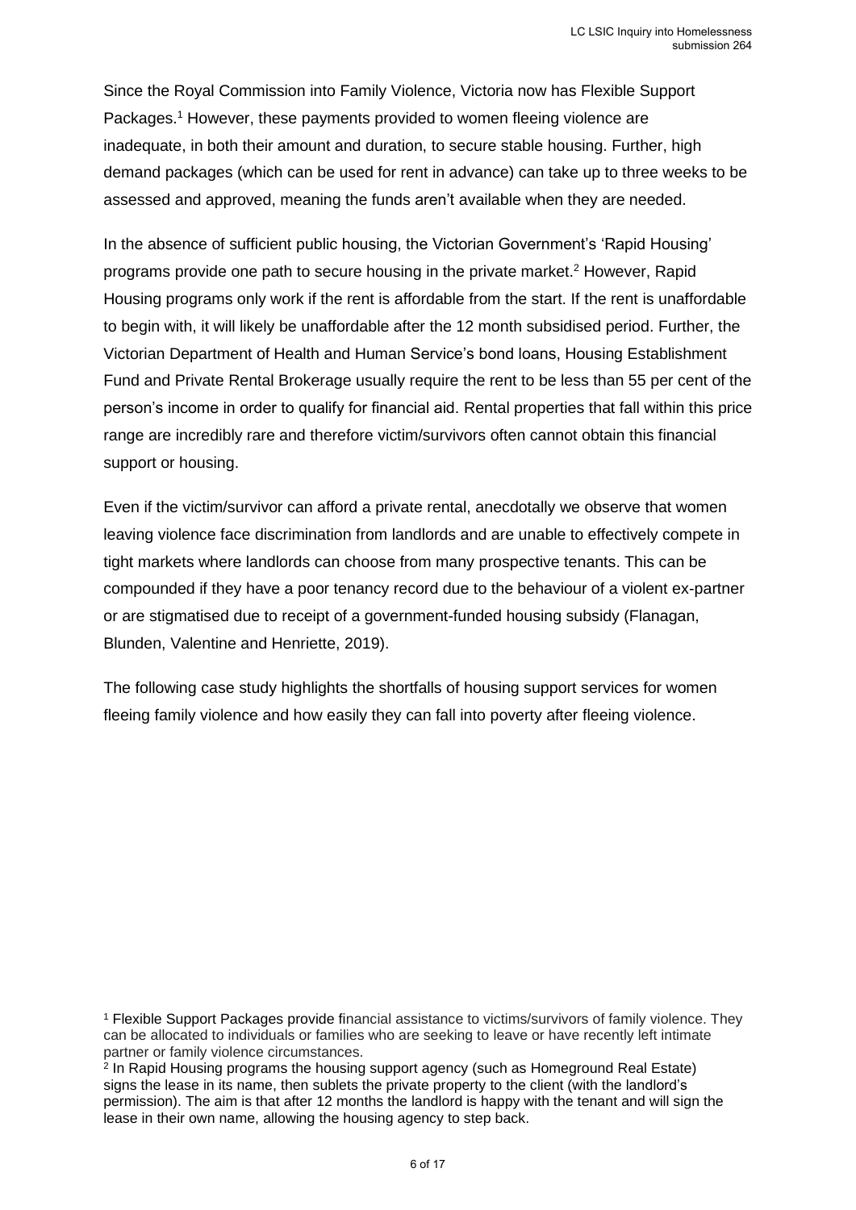Since the Royal Commission into Family Violence, Victoria now has Flexible Support Packages.[1] However, these payments provided to women fleeing violence are inadequate, in both their amount and duration, to secure stable housing. Further, high demand packages (which can be used for rent in advance) can take up to three weeks to be assessed and approved, meaning the funds aren't available when they are needed.

In the absence of sufficient public housing, the Victorian Government's 'Rapid Housing' programs provide one path to secure housing in the private market.[2] However, Rapid Housing programs only work if the rent is affordable from the start. If the rent is unaffordable to begin with, it will likely be unaffordable after the 12 month subsidised period. Further, the Victorian Department of Health and Human Service's bond loans, Housing Establishment Fund and Private Rental Brokerage usually require the rent to be less than 55 per cent of the person's income in order to qualify for financial aid. Rental properties that fall within this price range are incredibly rare and therefore victim/survivors often cannot obtain this financial support or housing.

Even if the victim/survivor can afford a private rental, anecdotally we observe that women leaving violence face discrimination from landlords and are unable to effectively compete in tight markets where landlords can choose from many prospective tenants. This can be compounded if they have a poor tenancy record due to the behaviour of a violent ex-partner or are stigmatised due to receipt of a government-funded housing subsidy (Flanagan, Blunden, Valentine and Henriette, 2019).

The following case study highlights the shortfalls of housing support services for women fleeing family violence and how easily they can fall into poverty after fleeing violence.

---

[1] Flexible Support Packages provide financial assistance to victims/survivors of family violence. They can be allocated to individuals or families who are seeking to leave or have recently left intimate partner or family violence circumstances.

[2] In Rapid Housing programs the housing support agency (such as Homeground Real Estate) signs the lease in its name, then sublets the private property to the client (with the landlord's permission). The aim is that after 12 months the landlord is happy with the tenant and will sign the lease in their own name, allowing the housing agency to step back.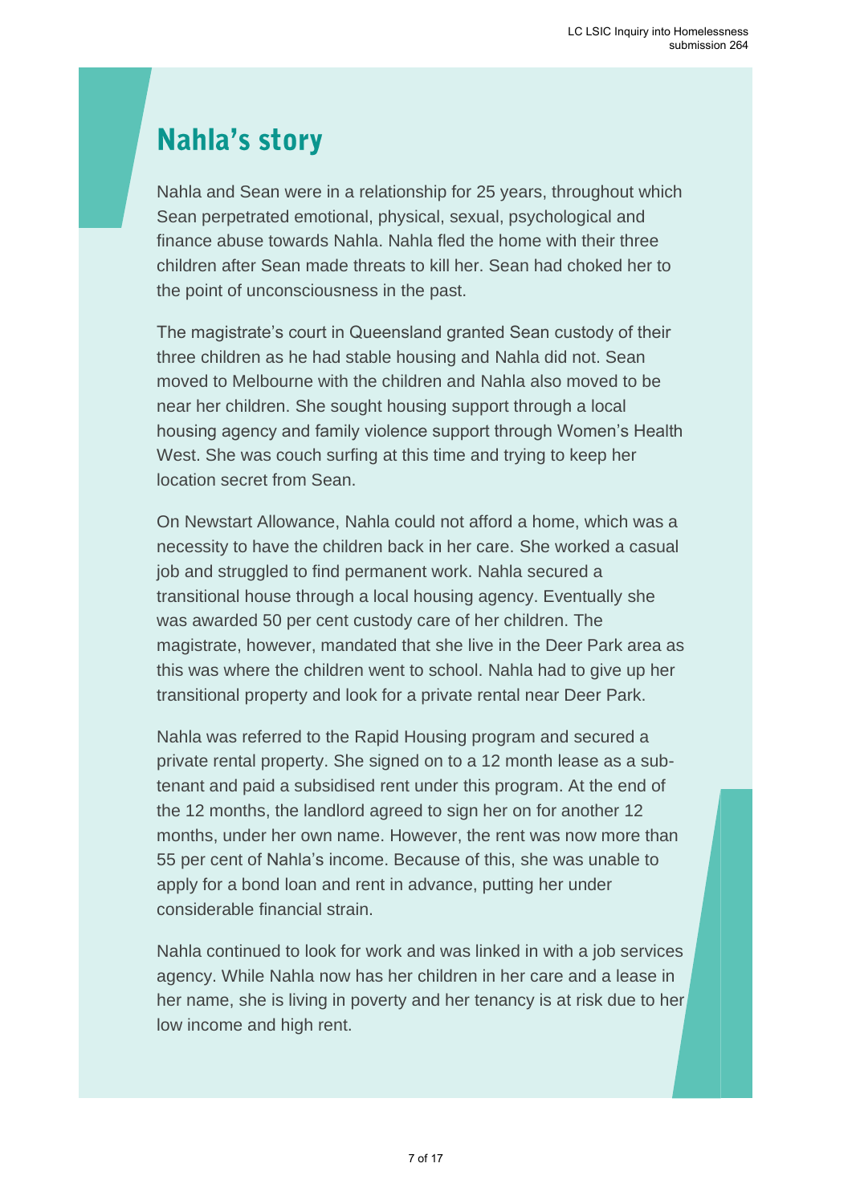# Nahla's story

Nahla and Sean were in a relationship for 25 years, throughout which Sean perpetrated emotional, physical, sexual, psychological and finance abuse towards Nahla. Nahla fled the home with their three children after Sean made threats to kill her. Sean had choked her to the point of unconsciousness in the past.

The magistrate's court in Queensland granted Sean custody of their three children as he had stable housing and Nahla did not. Sean moved to Melbourne with the children and Nahla also moved to be near her children. She sought housing support through a local housing agency and family violence support through Women's Health West. She was couch surfing at this time and trying to keep her location secret from Sean.

On Newstart Allowance, Nahla could not afford a home, which was a necessity to have the children back in her care. She worked a casual job and struggled to find permanent work. Nahla secured a transitional house through a local housing agency. Eventually she was awarded 50 per cent custody care of her children. The magistrate, however, mandated that she live in the Deer Park area as this was where the children went to school. Nahla had to give up her transitional property and look for a private rental near Deer Park.

Nahla was referred to the Rapid Housing program and secured a private rental property. She signed on to a 12 month lease as a sub-tenant and paid a subsidised rent under this program. At the end of the 12 months, the landlord agreed to sign her on for another 12 months, under her own name. However, the rent was now more than 55 per cent of Nahla's income. Because of this, she was unable to apply for a bond loan and rent in advance, putting her under considerable financial strain.

Nahla continued to look for work and was linked in with a job services agency. While Nahla now has her children in her care and a lease in her name, she is living in poverty and her tenancy is at risk due to her low income and high rent.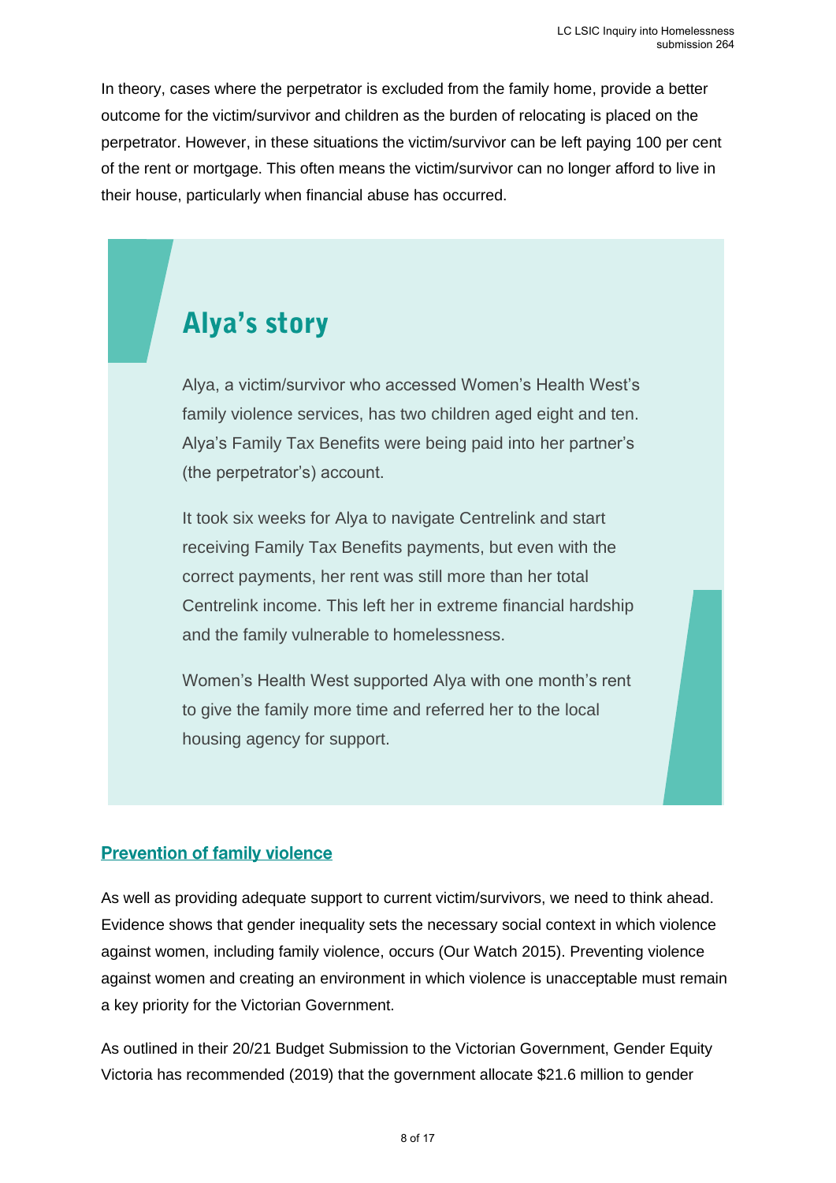In theory, cases where the perpetrator is excluded from the family home, provide a better outcome for the victim/survivor and children as the burden of relocating is placed on the perpetrator. However, in these situations the victim/survivor can be left paying 100 per cent of the rent or mortgage. This often means the victim/survivor can no longer afford to live in their house, particularly when financial abuse has occurred.

## Alya's story

Alya, a victim/survivor who accessed Women's Health West's family violence services, has two children aged eight and ten. Alya's Family Tax Benefits were being paid into her partner's (the perpetrator's) account.

It took six weeks for Alya to navigate Centrelink and start receiving Family Tax Benefits payments, but even with the correct payments, her rent was still more than her total Centrelink income. This left her in extreme financial hardship and the family vulnerable to homelessness.

Women's Health West supported Alya with one month's rent to give the family more time and referred her to the local housing agency for support.

### Prevention of family violence

As well as providing adequate support to current victim/survivors, we need to think ahead. Evidence shows that gender inequality sets the necessary social context in which violence against women, including family violence, occurs (Our Watch 2015). Preventing violence against women and creating an environment in which violence is unacceptable must remain a key priority for the Victorian Government.

As outlined in their 20/21 Budget Submission to the Victorian Government, Gender Equity Victoria has recommended (2019) that the government allocate $21.6 million to gender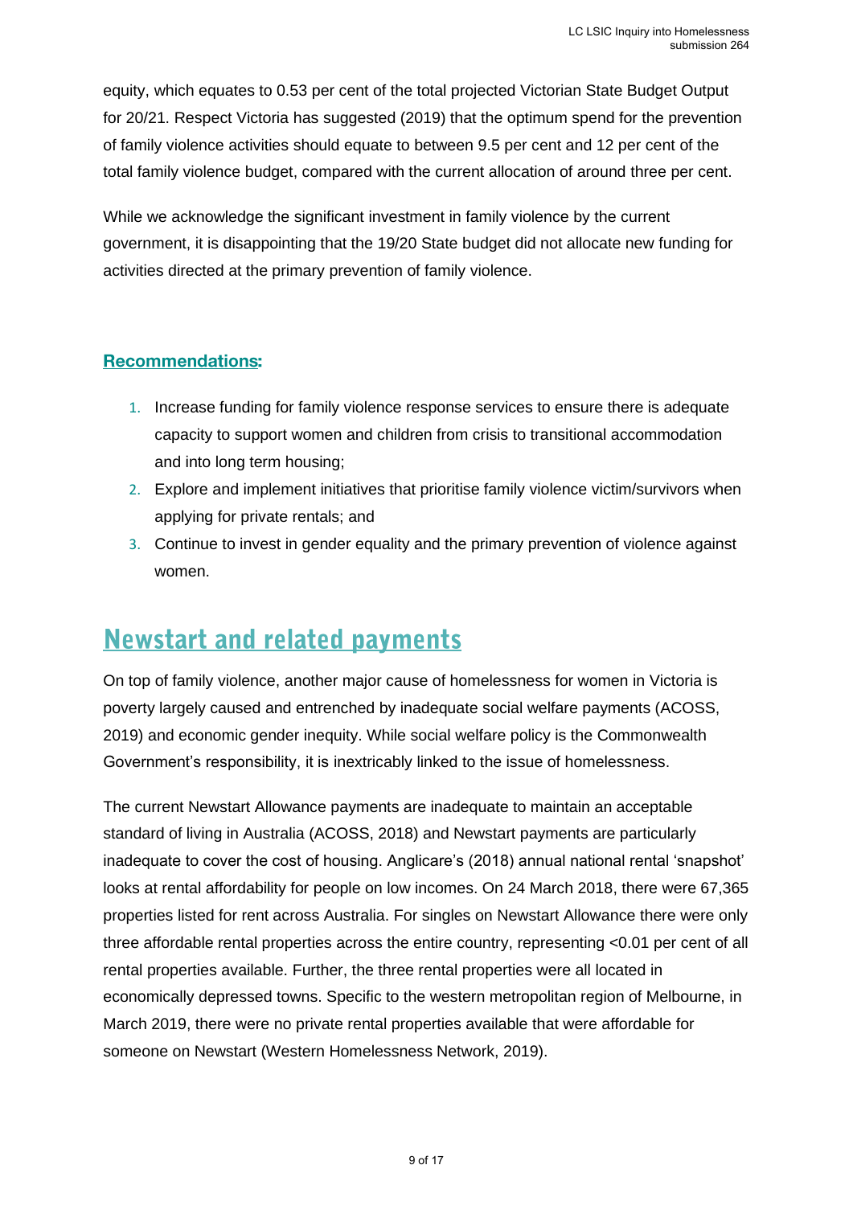equity, which equates to 0.53 per cent of the total projected Victorian State Budget Output for 20/21. Respect Victoria has suggested (2019) that the optimum spend for the prevention of family violence activities should equate to between 9.5 per cent and 12 per cent of the total family violence budget, compared with the current allocation of around three per cent.

While we acknowledge the significant investment in family violence by the current government, it is disappointing that the 19/20 State budget did not allocate new funding for activities directed at the primary prevention of family violence.

**Recommendations:**

1. Increase funding for family violence response services to ensure there is adequate capacity to support women and children from crisis to transitional accommodation and into long term housing;
2. Explore and implement initiatives that prioritise family violence victim/survivors when applying for private rentals; and
3. Continue to invest in gender equality and the primary prevention of violence against women.

## Newstart and related payments

On top of family violence, another major cause of homelessness for women in Victoria is poverty largely caused and entrenched by inadequate social welfare payments (ACOSS, 2019) and economic gender inequity. While social welfare policy is the Commonwealth Government's responsibility, it is inextricably linked to the issue of homelessness.

The current Newstart Allowance payments are inadequate to maintain an acceptable standard of living in Australia (ACOSS, 2018) and Newstart payments are particularly inadequate to cover the cost of housing. Anglicare's (2018) annual national rental 'snapshot' looks at rental affordability for people on low incomes. On 24 March 2018, there were 67,365 properties listed for rent across Australia. For singles on Newstart Allowance there were only three affordable rental properties across the entire country, representing <0.01 per cent of all rental properties available. Further, the three rental properties were all located in economically depressed towns. Specific to the western metropolitan region of Melbourne, in March 2019, there were no private rental properties available that were affordable for someone on Newstart (Western Homelessness Network, 2019).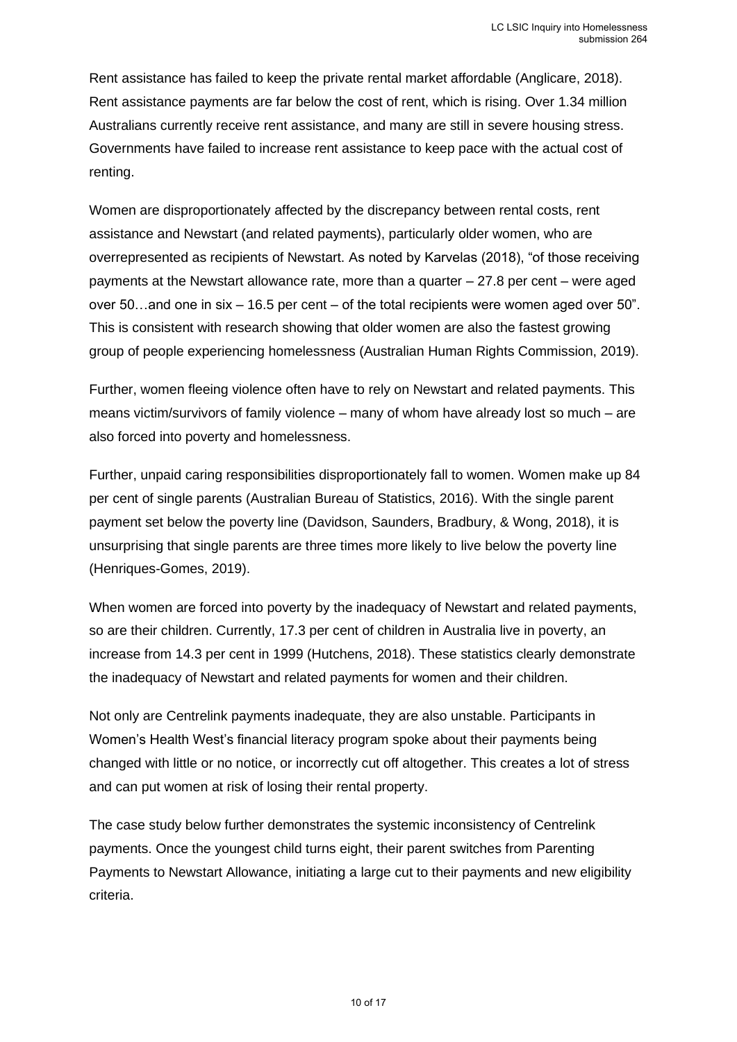Rent assistance has failed to keep the private rental market affordable (Anglicare, 2018). Rent assistance payments are far below the cost of rent, which is rising. Over 1.34 million Australians currently receive rent assistance, and many are still in severe housing stress. Governments have failed to increase rent assistance to keep pace with the actual cost of renting.

Women are disproportionately affected by the discrepancy between rental costs, rent assistance and Newstart (and related payments), particularly older women, who are overrepresented as recipients of Newstart. As noted by Karvelas (2018), "of those receiving payments at the Newstart allowance rate, more than a quarter – 27.8 per cent – were aged over 50…and one in six – 16.5 per cent – of the total recipients were women aged over 50". This is consistent with research showing that older women are also the fastest growing group of people experiencing homelessness (Australian Human Rights Commission, 2019).

Further, women fleeing violence often have to rely on Newstart and related payments. This means victim/survivors of family violence – many of whom have already lost so much – are also forced into poverty and homelessness.

Further, unpaid caring responsibilities disproportionately fall to women. Women make up 84 per cent of single parents (Australian Bureau of Statistics, 2016). With the single parent payment set below the poverty line (Davidson, Saunders, Bradbury, & Wong, 2018), it is unsurprising that single parents are three times more likely to live below the poverty line (Henriques-Gomes, 2019).

When women are forced into poverty by the inadequacy of Newstart and related payments, so are their children. Currently, 17.3 per cent of children in Australia live in poverty, an increase from 14.3 per cent in 1999 (Hutchens, 2018). These statistics clearly demonstrate the inadequacy of Newstart and related payments for women and their children.

Not only are Centrelink payments inadequate, they are also unstable. Participants in Women's Health West's financial literacy program spoke about their payments being changed with little or no notice, or incorrectly cut off altogether. This creates a lot of stress and can put women at risk of losing their rental property.

The case study below further demonstrates the systemic inconsistency of Centrelink payments. Once the youngest child turns eight, their parent switches from Parenting Payments to Newstart Allowance, initiating a large cut to their payments and new eligibility criteria.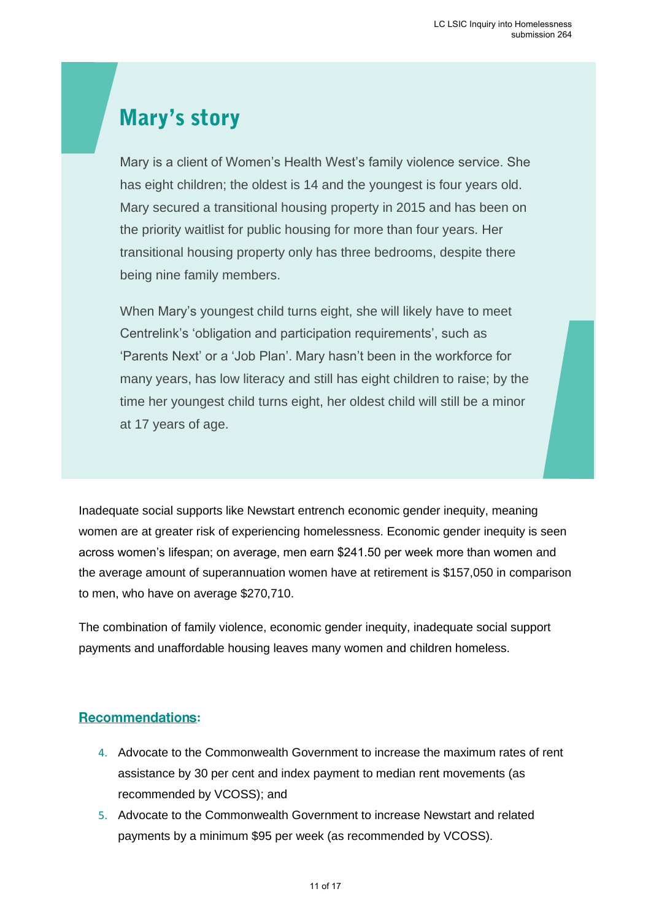## Mary's story

Mary is a client of Women's Health West's family violence service. She has eight children; the oldest is 14 and the youngest is four years old. Mary secured a transitional housing property in 2015 and has been on the priority waitlist for public housing for more than four years. Her transitional housing property only has three bedrooms, despite there being nine family members.

When Mary's youngest child turns eight, she will likely have to meet Centrelink's 'obligation and participation requirements', such as 'Parents Next' or a 'Job Plan'. Mary hasn't been in the workforce for many years, has low literacy and still has eight children to raise; by the time her youngest child turns eight, her oldest child will still be a minor at 17 years of age.

Inadequate social supports like Newstart entrench economic gender inequity, meaning women are at greater risk of experiencing homelessness. Economic gender inequity is seen across women's lifespan; on average, men earn $241.50 per week more than women and the average amount of superannuation women have at retirement is $157,050 in comparison to men, who have on average $270,710.

The combination of family violence, economic gender inequity, inadequate social support payments and unaffordable housing leaves many women and children homeless.

### Recommendations:

4. Advocate to the Commonwealth Government to increase the maximum rates of rent assistance by 30 per cent and index payment to median rent movements (as recommended by VCOSS); and
5. Advocate to the Commonwealth Government to increase Newstart and related payments by a minimum $95 per week (as recommended by VCOSS).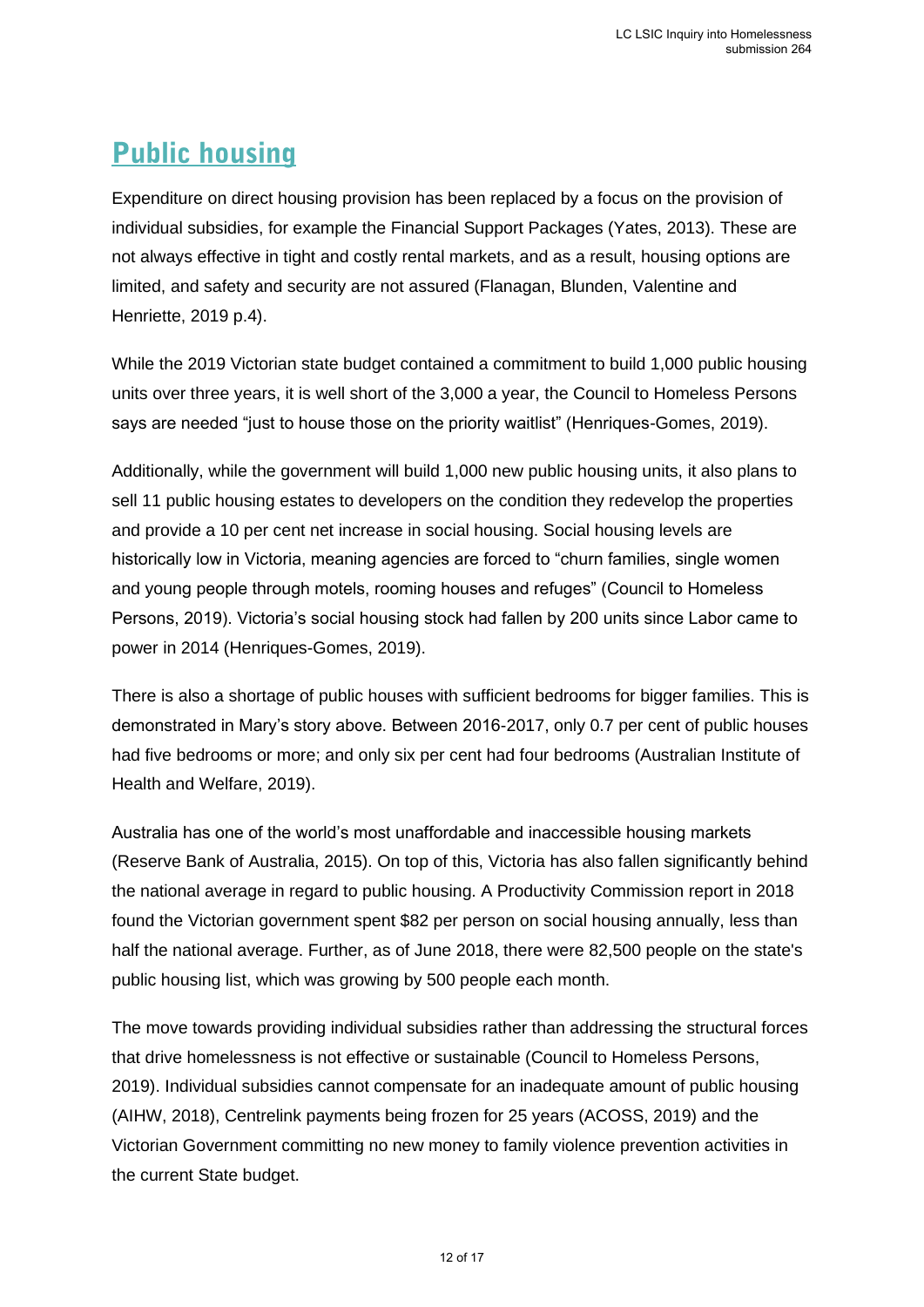# Public housing

Expenditure on direct housing provision has been replaced by a focus on the provision of individual subsidies, for example the Financial Support Packages (Yates, 2013). These are not always effective in tight and costly rental markets, and as a result, housing options are limited, and safety and security are not assured (Flanagan, Blunden, Valentine and Henriette, 2019 p.4).

While the 2019 Victorian state budget contained a commitment to build 1,000 public housing units over three years, it is well short of the 3,000 a year, the Council to Homeless Persons says are needed "just to house those on the priority waitlist" (Henriques-Gomes, 2019).

Additionally, while the government will build 1,000 new public housing units, it also plans to sell 11 public housing estates to developers on the condition they redevelop the properties and provide a 10 per cent net increase in social housing. Social housing levels are historically low in Victoria, meaning agencies are forced to "churn families, single women and young people through motels, rooming houses and refuges" (Council to Homeless Persons, 2019). Victoria's social housing stock had fallen by 200 units since Labor came to power in 2014 (Henriques-Gomes, 2019).

There is also a shortage of public houses with sufficient bedrooms for bigger families. This is demonstrated in Mary's story above. Between 2016-2017, only 0.7 per cent of public houses had five bedrooms or more; and only six per cent had four bedrooms (Australian Institute of Health and Welfare, 2019).

Australia has one of the world's most unaffordable and inaccessible housing markets (Reserve Bank of Australia, 2015). On top of this, Victoria has also fallen significantly behind the national average in regard to public housing. A Productivity Commission report in 2018 found the Victorian government spent $82 per person on social housing annually, less than half the national average. Further, as of June 2018, there were 82,500 people on the state's public housing list, which was growing by 500 people each month.

The move towards providing individual subsidies rather than addressing the structural forces that drive homelessness is not effective or sustainable (Council to Homeless Persons, 2019). Individual subsidies cannot compensate for an inadequate amount of public housing (AIHW, 2018), Centrelink payments being frozen for 25 years (ACOSS, 2019) and the Victorian Government committing no new money to family violence prevention activities in the current State budget.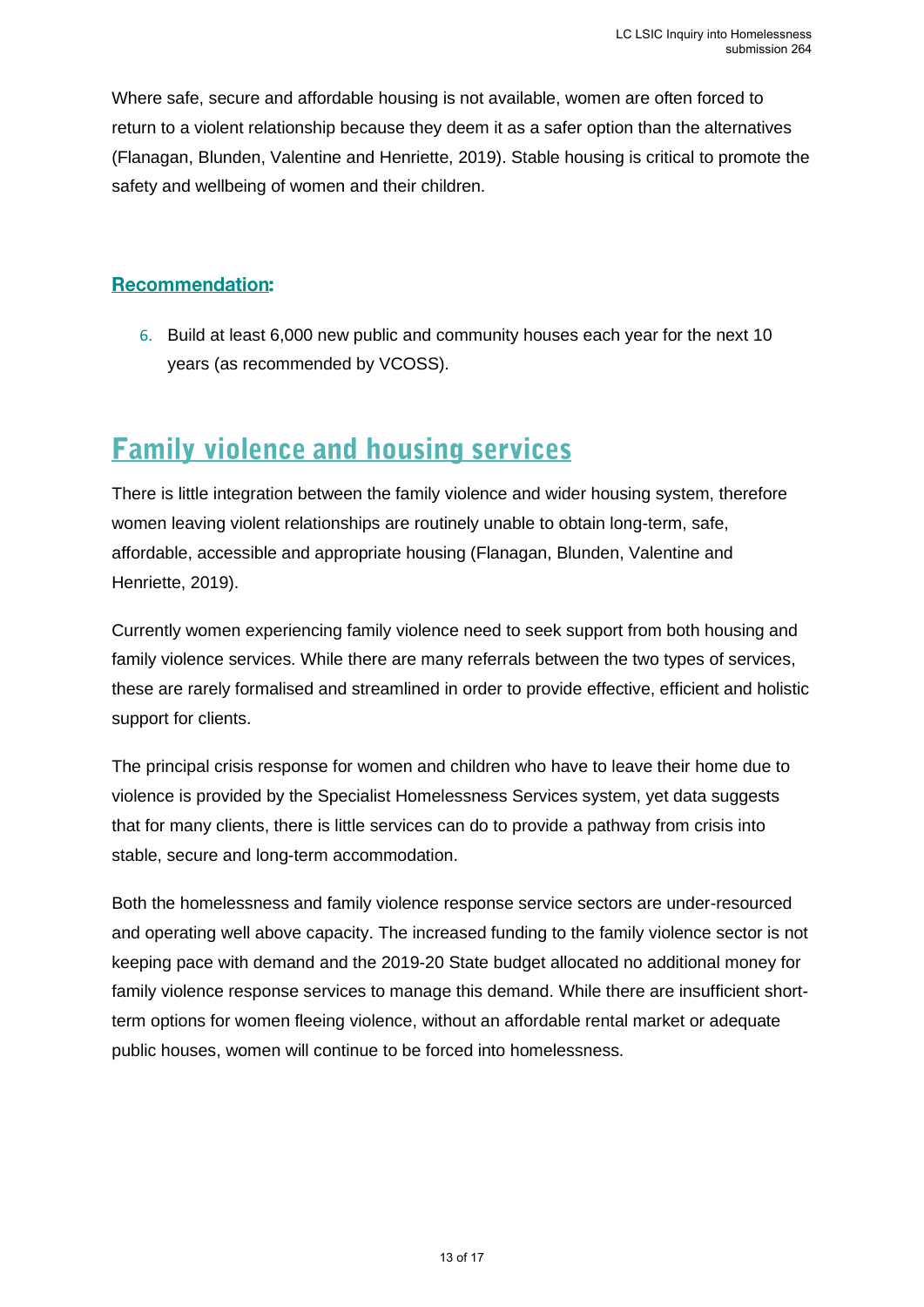Where safe, secure and affordable housing is not available, women are often forced to return to a violent relationship because they deem it as a safer option than the alternatives (Flanagan, Blunden, Valentine and Henriette, 2019). Stable housing is critical to promote the safety and wellbeing of women and their children.

### Recommendation:

6. Build at least 6,000 new public and community houses each year for the next 10 years (as recommended by VCOSS).

## Family violence and housing services

There is little integration between the family violence and wider housing system, therefore women leaving violent relationships are routinely unable to obtain long-term, safe, affordable, accessible and appropriate housing (Flanagan, Blunden, Valentine and Henriette, 2019).

Currently women experiencing family violence need to seek support from both housing and family violence services. While there are many referrals between the two types of services, these are rarely formalised and streamlined in order to provide effective, efficient and holistic support for clients.

The principal crisis response for women and children who have to leave their home due to violence is provided by the Specialist Homelessness Services system, yet data suggests that for many clients, there is little services can do to provide a pathway from crisis into stable, secure and long-term accommodation.

Both the homelessness and family violence response service sectors are under-resourced and operating well above capacity. The increased funding to the family violence sector is not keeping pace with demand and the 2019-20 State budget allocated no additional money for family violence response services to manage this demand. While there are insufficient short-term options for women fleeing violence, without an affordable rental market or adequate public houses, women will continue to be forced into homelessness.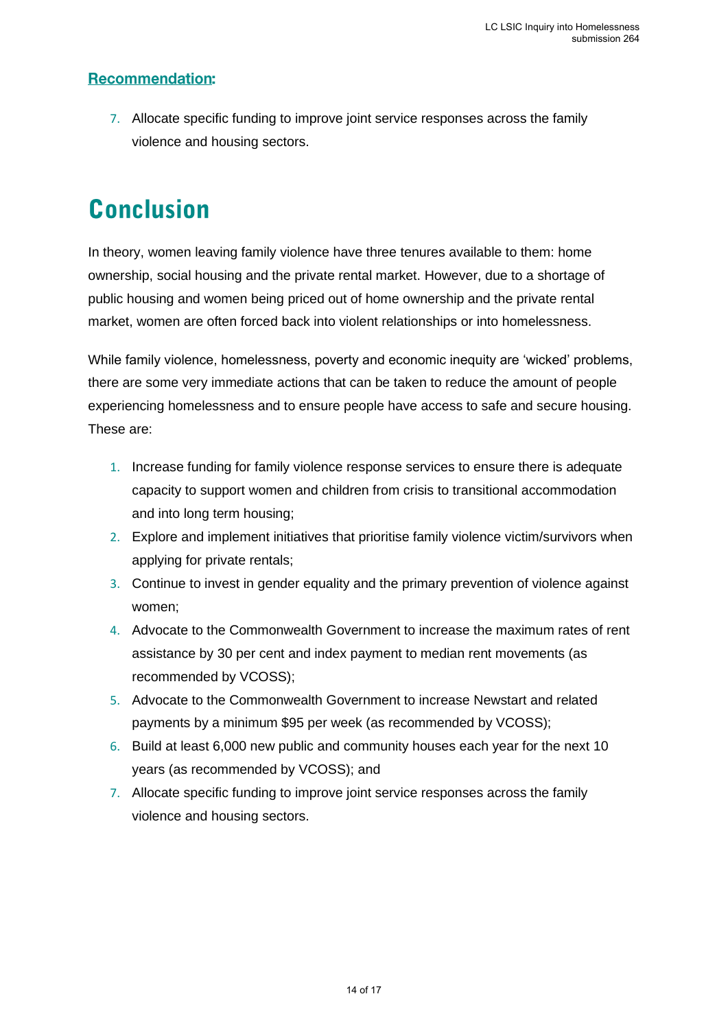**Recommendation:**

7. Allocate specific funding to improve joint service responses across the family violence and housing sectors.

# Conclusion

In theory, women leaving family violence have three tenures available to them: home ownership, social housing and the private rental market. However, due to a shortage of public housing and women being priced out of home ownership and the private rental market, women are often forced back into violent relationships or into homelessness.

While family violence, homelessness, poverty and economic inequity are 'wicked' problems, there are some very immediate actions that can be taken to reduce the amount of people experiencing homelessness and to ensure people have access to safe and secure housing. These are:

1. Increase funding for family violence response services to ensure there is adequate capacity to support women and children from crisis to transitional accommodation and into long term housing;
2. Explore and implement initiatives that prioritise family violence victim/survivors when applying for private rentals;
3. Continue to invest in gender equality and the primary prevention of violence against women;
4. Advocate to the Commonwealth Government to increase the maximum rates of rent assistance by 30 per cent and index payment to median rent movements (as recommended by VCOSS);
5. Advocate to the Commonwealth Government to increase Newstart and related payments by a minimum $95 per week (as recommended by VCOSS);
6. Build at least 6,000 new public and community houses each year for the next 10 years (as recommended by VCOSS); and
7. Allocate specific funding to improve joint service responses across the family violence and housing sectors.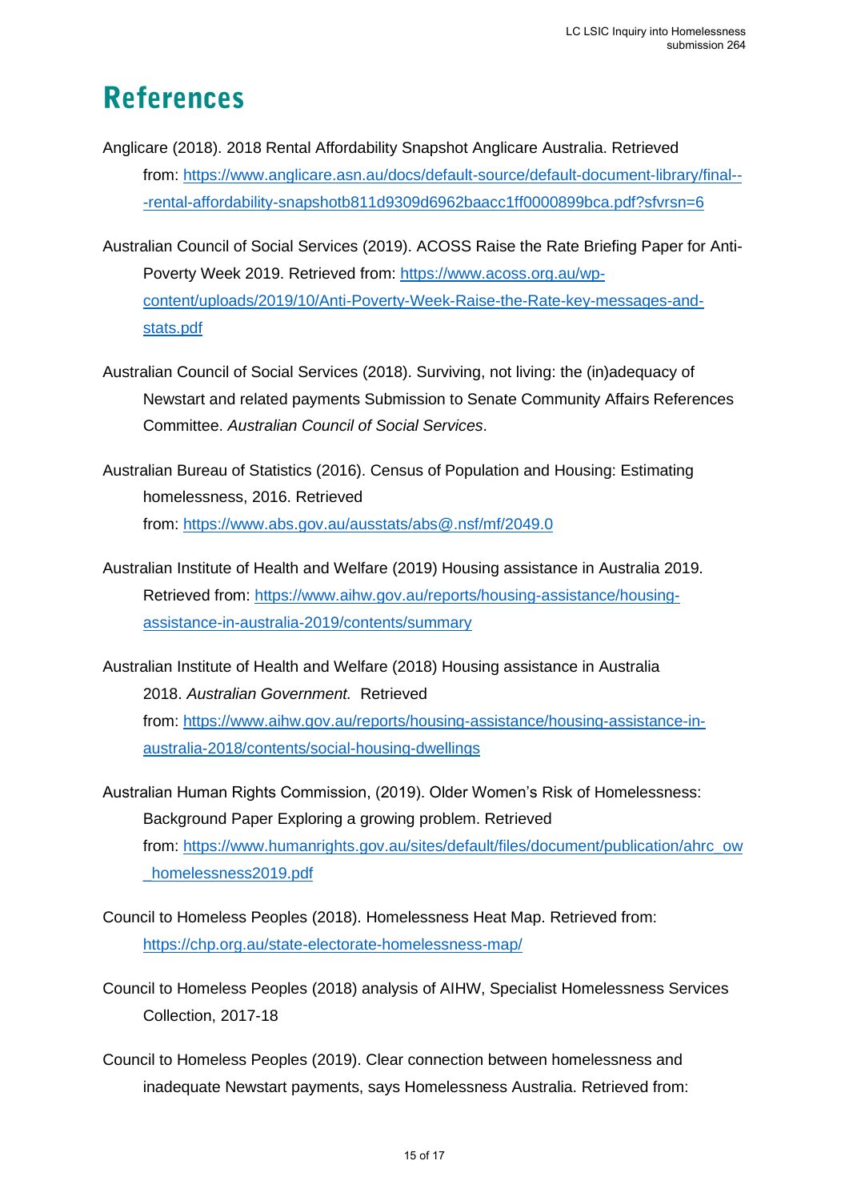# References

Anglicare (2018). 2018 Rental Affordability Snapshot Anglicare Australia. Retrieved from: https://www.anglicare.asn.au/docs/default-source/default-document-library/final---rental-affordability-snapshotb811d9309d6962baacc1ff0000899bca.pdf?sfvrsn=6

Australian Council of Social Services (2019). ACOSS Raise the Rate Briefing Paper for Anti-Poverty Week 2019. Retrieved from: https://www.acoss.org.au/wp-content/uploads/2019/10/Anti-Poverty-Week-Raise-the-Rate-key-messages-and-stats.pdf

Australian Council of Social Services (2018). Surviving, not living: the (in)adequacy of Newstart and related payments Submission to Senate Community Affairs References Committee. *Australian Council of Social Services*.

Australian Bureau of Statistics (2016). Census of Population and Housing: Estimating homelessness, 2016. Retrieved from: https://www.abs.gov.au/ausstats/abs@.nsf/mf/2049.0

Australian Institute of Health and Welfare (2019) Housing assistance in Australia 2019. Retrieved from: https://www.aihw.gov.au/reports/housing-assistance/housing-assistance-in-australia-2019/contents/summary

Australian Institute of Health and Welfare (2018) Housing assistance in Australia 2018. *Australian Government.* Retrieved from: https://www.aihw.gov.au/reports/housing-assistance/housing-assistance-in-australia-2018/contents/social-housing-dwellings

Australian Human Rights Commission, (2019). Older Women's Risk of Homelessness: Background Paper Exploring a growing problem. Retrieved from: https://www.humanrights.gov.au/sites/default/files/document/publication/ahrc_ow_homelessness2019.pdf

Council to Homeless Peoples (2018). Homelessness Heat Map. Retrieved from: https://chp.org.au/state-electorate-homelessness-map/

Council to Homeless Peoples (2018) analysis of AIHW, Specialist Homelessness Services Collection, 2017-18

Council to Homeless Peoples (2019). Clear connection between homelessness and inadequate Newstart payments, says Homelessness Australia. Retrieved from: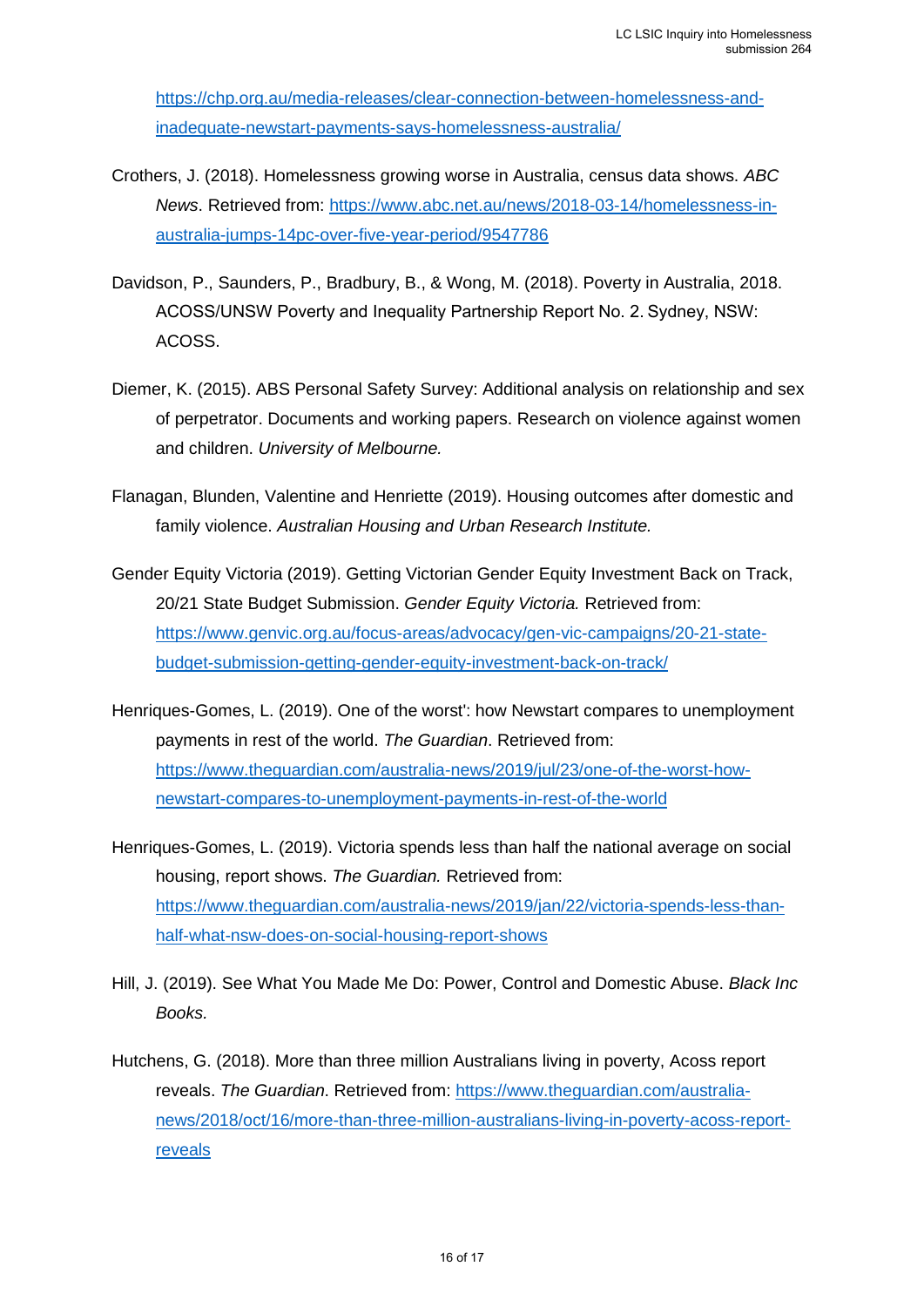https://chp.org.au/media-releases/clear-connection-between-homelessness-and-inadequate-newstart-payments-says-homelessness-australia/

Crothers, J. (2018). Homelessness growing worse in Australia, census data shows. *ABC News*. Retrieved from: https://www.abc.net.au/news/2018-03-14/homelessness-in-australia-jumps-14pc-over-five-year-period/9547786

Davidson, P., Saunders, P., Bradbury, B., & Wong, M. (2018). Poverty in Australia, 2018. ACOSS/UNSW Poverty and Inequality Partnership Report No. 2. Sydney, NSW: ACOSS.

Diemer, K. (2015). ABS Personal Safety Survey: Additional analysis on relationship and sex of perpetrator. Documents and working papers. Research on violence against women and children. *University of Melbourne.*

Flanagan, Blunden, Valentine and Henriette (2019). Housing outcomes after domestic and family violence. *Australian Housing and Urban Research Institute.*

Gender Equity Victoria (2019). Getting Victorian Gender Equity Investment Back on Track, 20/21 State Budget Submission. *Gender Equity Victoria.* Retrieved from: https://www.genvic.org.au/focus-areas/advocacy/gen-vic-campaigns/20-21-state-budget-submission-getting-gender-equity-investment-back-on-track/

Henriques-Gomes, L. (2019). One of the worst': how Newstart compares to unemployment payments in rest of the world. *The Guardian*. Retrieved from: https://www.theguardian.com/australia-news/2019/jul/23/one-of-the-worst-how-newstart-compares-to-unemployment-payments-in-rest-of-the-world

Henriques-Gomes, L. (2019). Victoria spends less than half the national average on social housing, report shows. *The Guardian.* Retrieved from: https://www.theguardian.com/australia-news/2019/jan/22/victoria-spends-less-than-half-what-nsw-does-on-social-housing-report-shows

Hill, J. (2019). See What You Made Me Do: Power, Control and Domestic Abuse. *Black Inc Books.*

Hutchens, G. (2018). More than three million Australians living in poverty, Acoss report reveals. *The Guardian*. Retrieved from: https://www.theguardian.com/australia-news/2018/oct/16/more-than-three-million-australians-living-in-poverty-acoss-report-reveals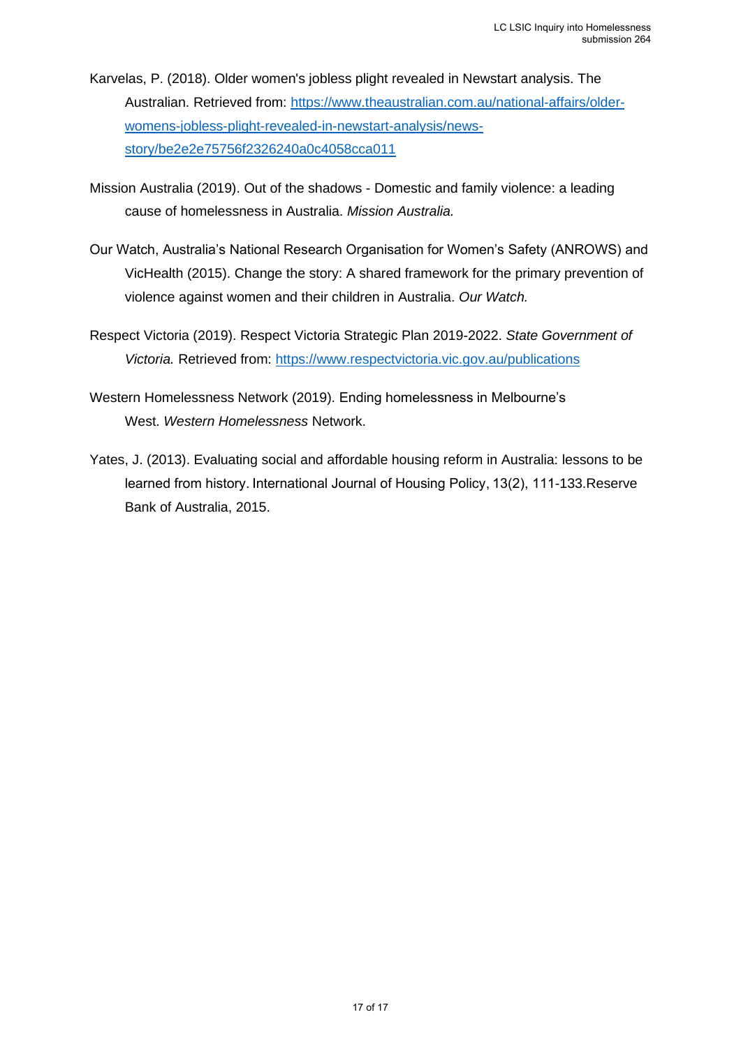Karvelas, P. (2018). Older women's jobless plight revealed in Newstart analysis. The Australian. Retrieved from: https://www.theaustralian.com.au/national-affairs/older-womens-jobless-plight-revealed-in-newstart-analysis/news-story/be2e2e75756f2326240a0c4058cca011

Mission Australia (2019). Out of the shadows - Domestic and family violence: a leading cause of homelessness in Australia. *Mission Australia.*

Our Watch, Australia's National Research Organisation for Women's Safety (ANROWS) and VicHealth (2015). Change the story: A shared framework for the primary prevention of violence against women and their children in Australia. *Our Watch.*

Respect Victoria (2019). Respect Victoria Strategic Plan 2019-2022. *State Government of Victoria.* Retrieved from: https://www.respectvictoria.vic.gov.au/publications

Western Homelessness Network (2019). Ending homelessness in Melbourne's West. *Western Homelessness* Network.

Yates, J. (2013). Evaluating social and affordable housing reform in Australia: lessons to be learned from history. International Journal of Housing Policy, 13(2), 111-133.Reserve Bank of Australia, 2015.